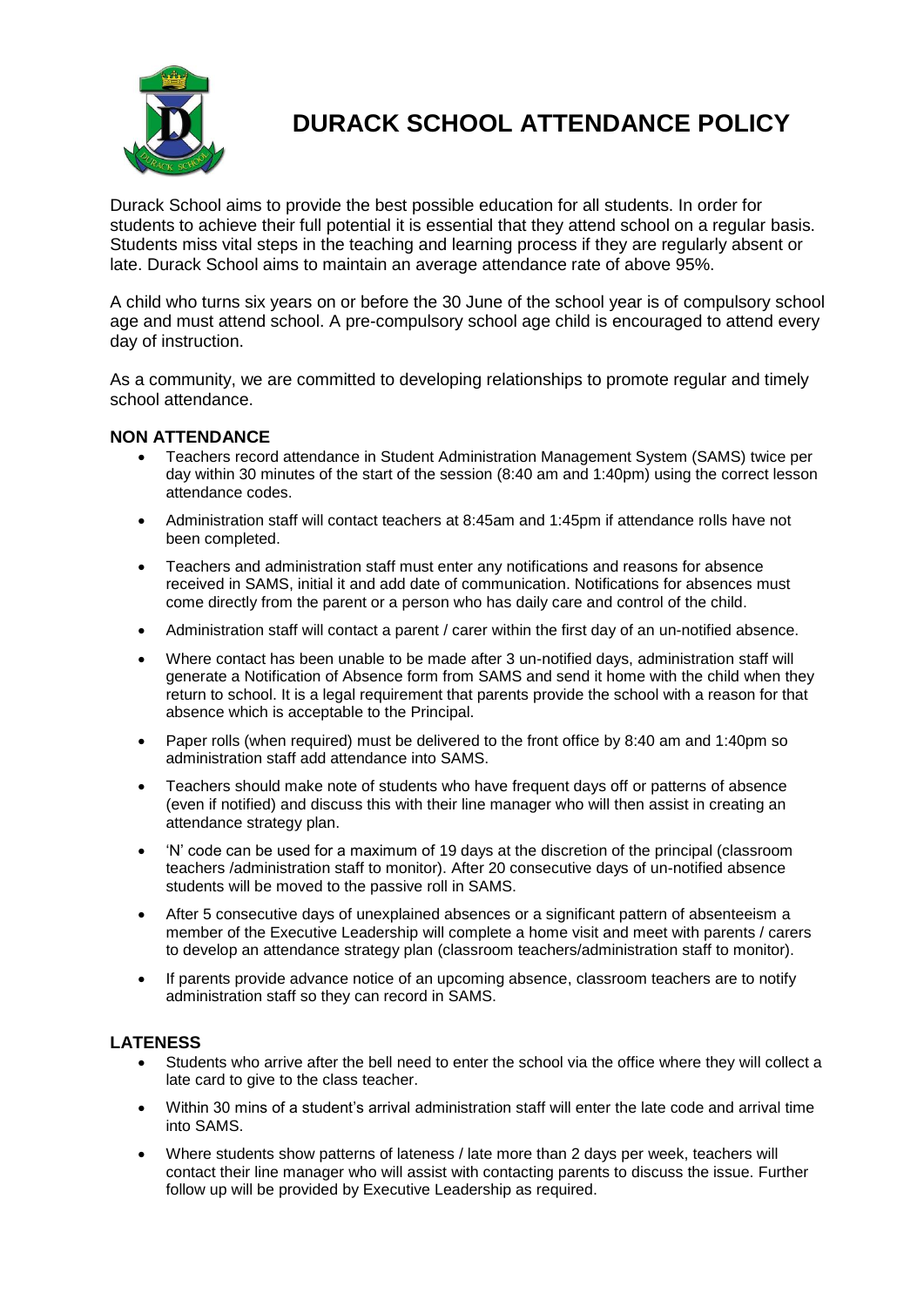# DURACK SCHOOL ATTENDANCE POLICY

Durack School aims to provide the best possible education for all students. In order for students to achieve their full potential it is essential that they attend school on a regular basis. Students miss vital steps in the teaching and learning process if they are regularly absent or late. Durack School aims to maintain an average attendance rate of above 95%.

A child who turns six years on or before the 30 June of the school year is of compulsory school age and must attend school. A pre-compulsory school age child is encouraged to attend every day of instruction.

As a community, we are committed to developing relationships to promote regular and timely school attendance.

## NON ATTENDANCE

- Teachers record attendance in Student Administration Management System (SAMS) twice per day within 30 minutes of the start of the session (8:40 am and 1:40pm) using the correct lesson attendance codes.
- Administration staff will contact teachers at 8:45am and 1:45pm if attendance rolls have not been completed.
- Teachers and administration staff must enter any notifications and reasons for absence received in SAMS, initial it and add date of communication. Notifications for absences must come directly from the parent or a person who has daily care and control of the child.
- Administration staff will contact a parent / carer within the first day of an un-notified absence.
- Where contact has been unable to be made after 3 un-notified days, administration staff will generate a Notification of Absence form from SAMS and send it home with the child when they return to school. It is a legal requirement that parents provide the school with a reason for that absence which is acceptable to the Principal.
- Paper rolls (when required) must be delivered to the front office by 8:40 am and 1:40pm so administration staff add attendance into SAMS.
- Teachers should make note of students who have frequent days off or patterns of absence (even if notified) and discuss this with their line manager who will then assist in creating an attendance strategy plan.
- 'N' code can be used for a maximum of 19 days at the discretion of the principal (classroom teachers /administration staff to monitor). After 20 consecutive days of un-notified absence students will be moved to the passive roll in SAMS.
- After 5 consecutive days of unexplained absences or a significant pattern of absenteeism a member of the Executive Leadership will complete a home visit and meet with parents / carers to develop an attendance strategy plan (classroom teachers/administration staff to monitor).
- If parents provide advance notice of an upcoming absence, classroom teachers are to notify administration staff so they can record in SAMS.

## LATENESS

- Students who arrive after the bell need to enter the school via the office where they will collect a late card to give to the class teacher.
- Within 30 mins of a student's arrival administration staff will enter the late code and arrival time into SAMS.
- Where students show patterns of lateness / late more than 2 days per week, teachers will contact their line manager who will assist with contacting parents to discuss the issue. Further follow up will be provided by Executive Leadership as required.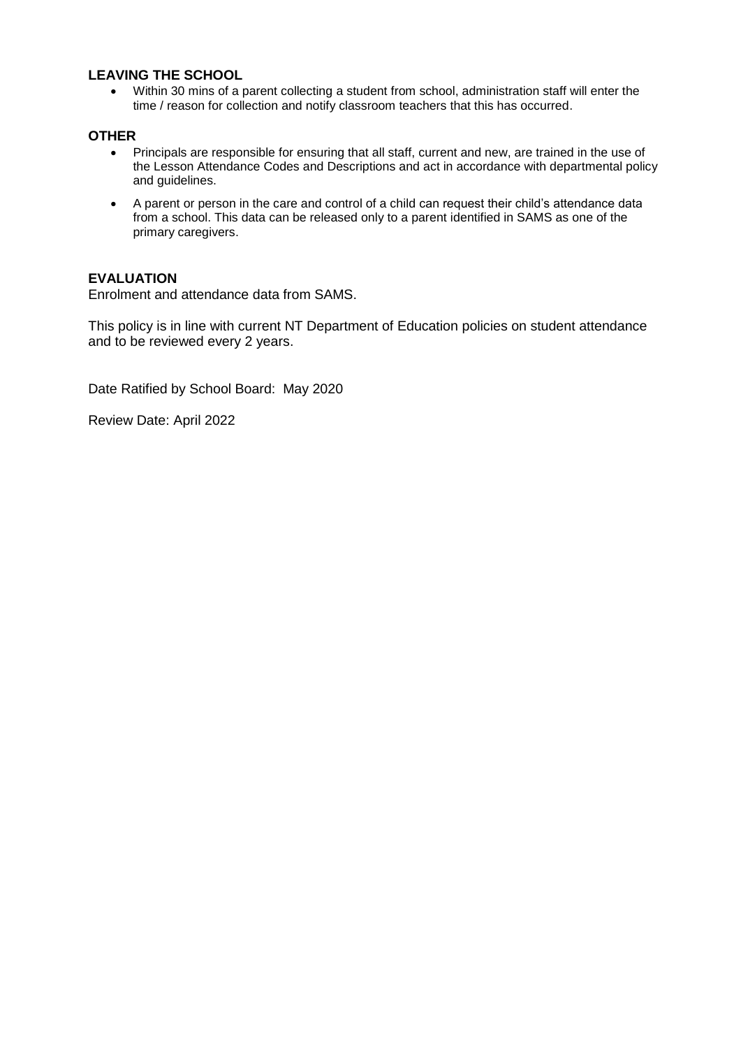### LEAVING THE SCHOOL

- Within 30 mins of a parent collecting a student from school, administration staff will enter the time / reason for collection and notify classroom teachers that this has occurred.

### OTHER

- Principals are responsible for ensuring that all staff, current and new, are trained in the use of the Lesson Attendance Codes and Descriptions and act in accordance with departmental policy and guidelines.
- A parent or person in the care and control of a child can request their child's attendance data from a school. This data can be released only to a parent identified in SAMS as one of the primary caregivers.

### EVALUATION

Enrolment and attendance data from SAMS.

This policy is in line with current NT Department of Education policies on student attendance and to be reviewed every 2 years.

Date Ratified by School Board: May 2020

Review Date: April 2022